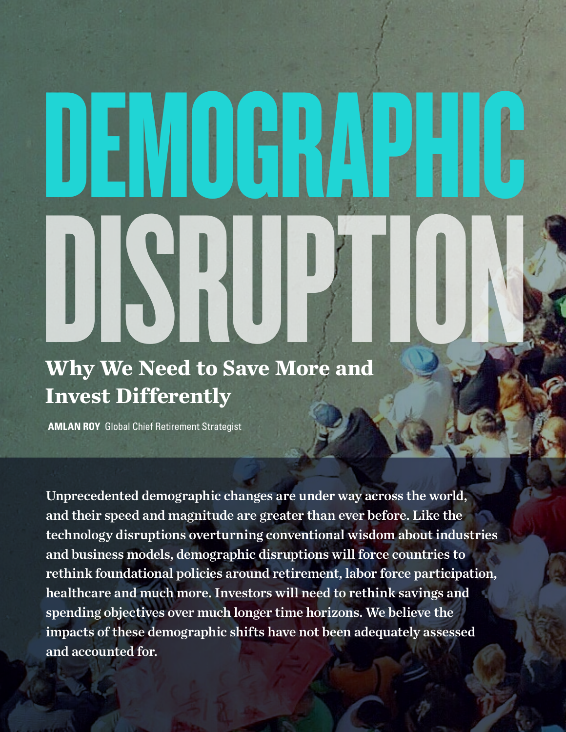# DEMOGRAPHIC DISRUPTION

## Why We Need to Save More and Invest Differently

**AMLAN ROY** Global Chief Retirement Strategist

**Unprecedented demographic changes are under way across the world, and their speed and magnitude are greater than ever before. Like the technology disruptions overturning conventional wisdom about industries and business models, demographic disruptions will force countries to rethink foundational policies around retirement, labor force participation, healthcare and much more. Investors will need to rethink savings and spending objectives over much longer time horizons. We believe the impacts of these demographic shifts have not been adequately assessed and accounted for.**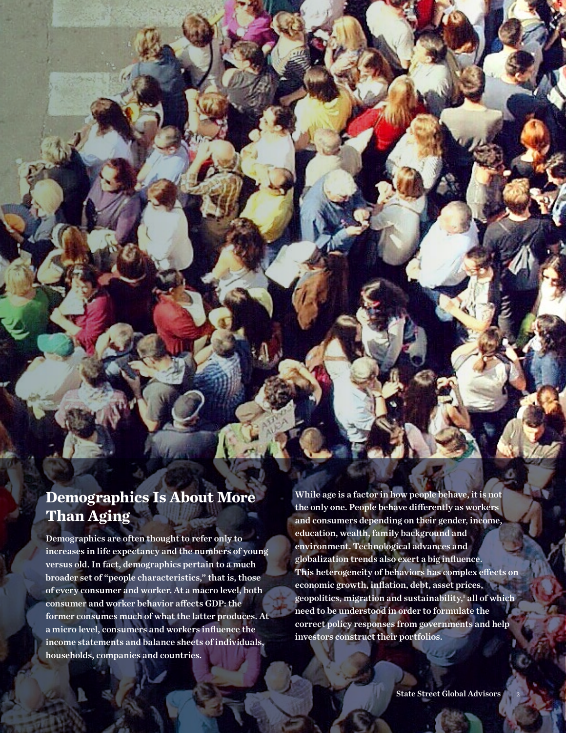## Demographics Is About More Than Aging

Demographics are often thought to refer only to increases in life expectancy and the numbers of young versus old. In fact, demographics pertain to a much broader set of "people characteristics," that is, those of every consumer and worker. At a macro level, both consumer and worker behavior affects GDP: the former consumes much of what the latter produces. At a micro level, consumers and workers influence the income statements and balance sheets of individuals, households, companies and countries.

While age is a factor in how people behave, it is not the only one. People behave differently as workers and consumers depending on their gender, income, education, wealth, family background and environment. Technological advances and globalization trends also exert a big influence. This heterogeneity of behaviors has complex effects on economic growth, inflation, debt, asset prices, geopolitics, migration and sustainability,[1] all of which need to be understood in order to formulate the correct policy responses from governments and help investors construct their portfolios.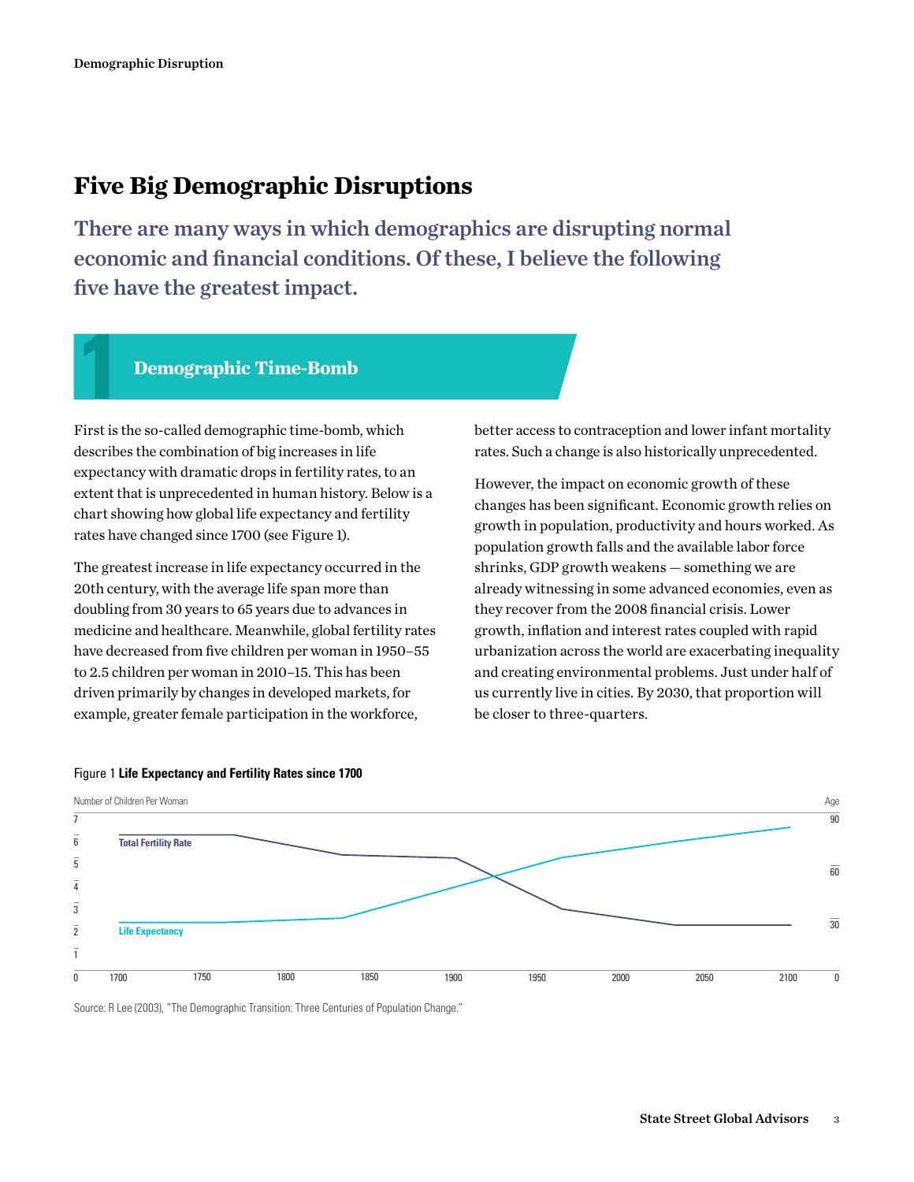# Five Big Demographic Disruptions

**There are many ways in which demographics are disrupting normal economic and financial conditions. Of these, I believe the following five have the greatest impact.**

## 1 Demographic Time-Bomb

First is the so-called demographic time-bomb, which describes the combination of big increases in life expectancy with dramatic drops in fertility rates, to an extent that is unprecedented in human history. Below is a chart showing how global life expectancy and fertility rates have changed since 1700 (see Figure 1).

The greatest increase in life expectancy occurred in the 20th century, with the average life span more than doubling from 30 years to 65 years due to advances in medicine and healthcare. Meanwhile, global fertility rates have decreased from five children per woman in 1950–55 to 2.5 children per woman in 2010–15. This has been driven primarily by changes in developed markets, for example, greater female participation in the workforce, better access to contraception and lower infant mortality rates. Such a change is also historically unprecedented.

However, the impact on economic growth of these changes has been significant. Economic growth relies on growth in population, productivity and hours worked. As population growth falls and the available labor force shrinks, GDP growth weakens — something we are already witnessing in some advanced economies, even as they recover from the 2008 financial crisis. Lower growth, inflation and interest rates coupled with rapid urbanization across the world are exacerbating inequality and creating environmental problems. Just under half of us currently live in cities. By 2030, that proportion will be closer to three-quarters.

Figure 1 **Life Expectancy and Fertility Rates since 1700**

Source: R Lee (2003), "The Demographic Transition: Three Centuries of Population Change."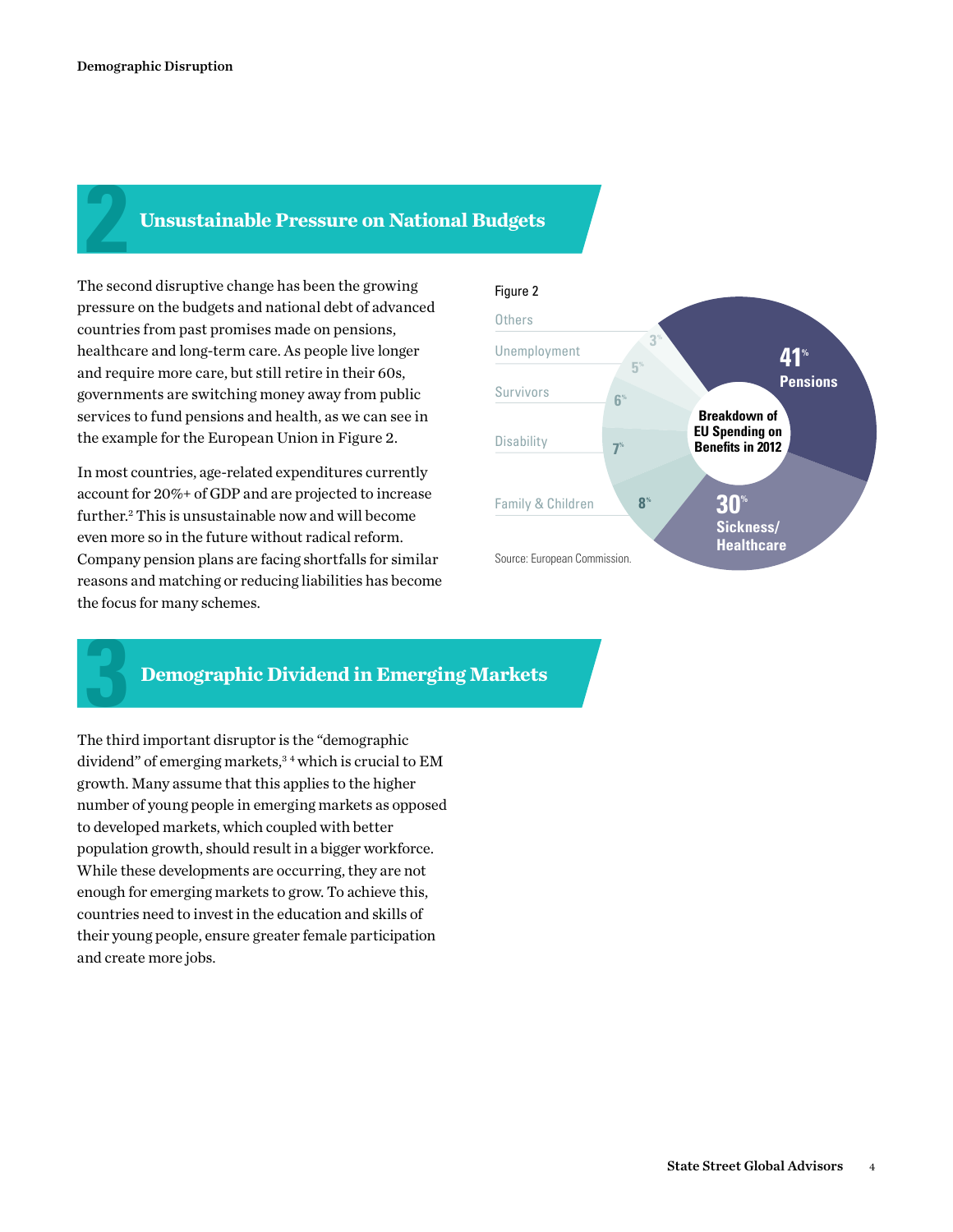## 2 Unsustainable Pressure on National Budgets

The second disruptive change has been the growing pressure on the budgets and national debt of advanced countries from past promises made on pensions, healthcare and long-term care. As people live longer and require more care, but still retire in their 60s, governments are switching money away from public services to fund pensions and health, as we can see in the example for the European Union in Figure 2.

In most countries, age-related expenditures currently account for 20%+ of GDP and are projected to increase further.[2] This is unsustainable now and will become even more so in the future without radical reform. Company pension plans are facing shortfalls for similar reasons and matching or reducing liabilities has become the focus for many schemes.

Figure 2

**Breakdown of EU Spending on Benefits in 2012**

| Category | % |
|---|---|
| Pensions | 41% |
| Sickness/Healthcare | 30% |
| Family & Children | 8% |
| Disability | 7% |
| Survivors | 6% |
| Unemployment | 5% |
| Others | 3% |

Source: European Commission.

## 3 Demographic Dividend in Emerging Markets

The third important disruptor is the "demographic dividend" of emerging markets,[3,4] which is crucial to EM growth. Many assume that this applies to the higher number of young people in emerging markets as opposed to developed markets, which coupled with better population growth, should result in a bigger workforce. While these developments are occurring, they are not enough for emerging markets to grow. To achieve this, countries need to invest in the education and skills of their young people, ensure greater female participation and create more jobs.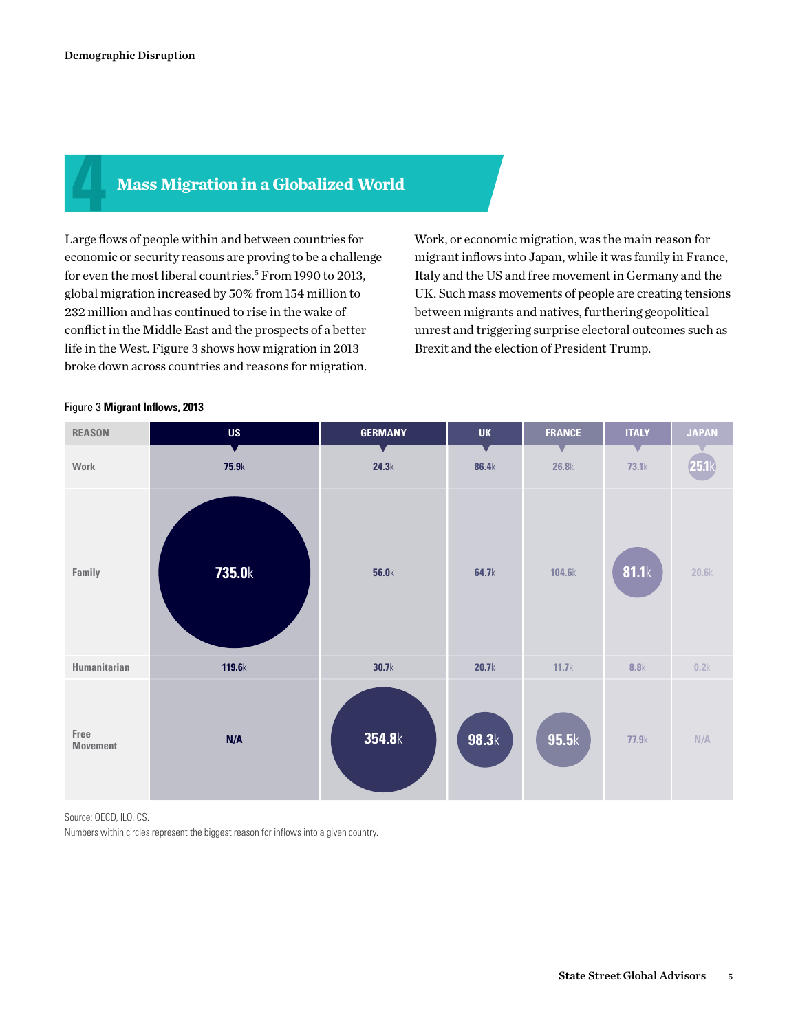## 4 Mass Migration in a Globalized World

Large flows of people within and between countries for economic or security reasons are proving to be a challenge for even the most liberal countries.[5] From 1990 to 2013, global migration increased by 50% from 154 million to 232 million and has continued to rise in the wake of conflict in the Middle East and the prospects of a better life in the West. Figure 3 shows how migration in 2013 broke down across countries and reasons for migration.

Work, or economic migration, was the main reason for migrant inflows into Japan, while it was family in France, Italy and the US and free movement in Germany and the UK. Such mass movements of people are creating tensions between migrants and natives, furthering geopolitical unrest and triggering surprise electoral outcomes such as Brexit and the election of President Trump.

Figure 3 **Migrant Inflows, 2013**

| REASON | US | GERMANY | UK | FRANCE | ITALY | JAPAN |
|---|---|---|---|---|---|---|
| Work | 75.9k | 24.3k | 86.4k | 26.8k | 73.1k | **25.1k** |
| Family | **735.0k** | 56.0k | 64.7k | 104.6k | **81.1k** | 20.6k |
| Humanitarian | 119.6k | 30.7k | 20.7k | 11.7k | 8.8k | 0.2k |
| Free Movement | N/A | **354.8k** | **98.3k** | **95.5k** | 77.9k | N/A |

Source: OECD, ILO, CS.

Numbers within circles represent the biggest reason for inflows into a given country.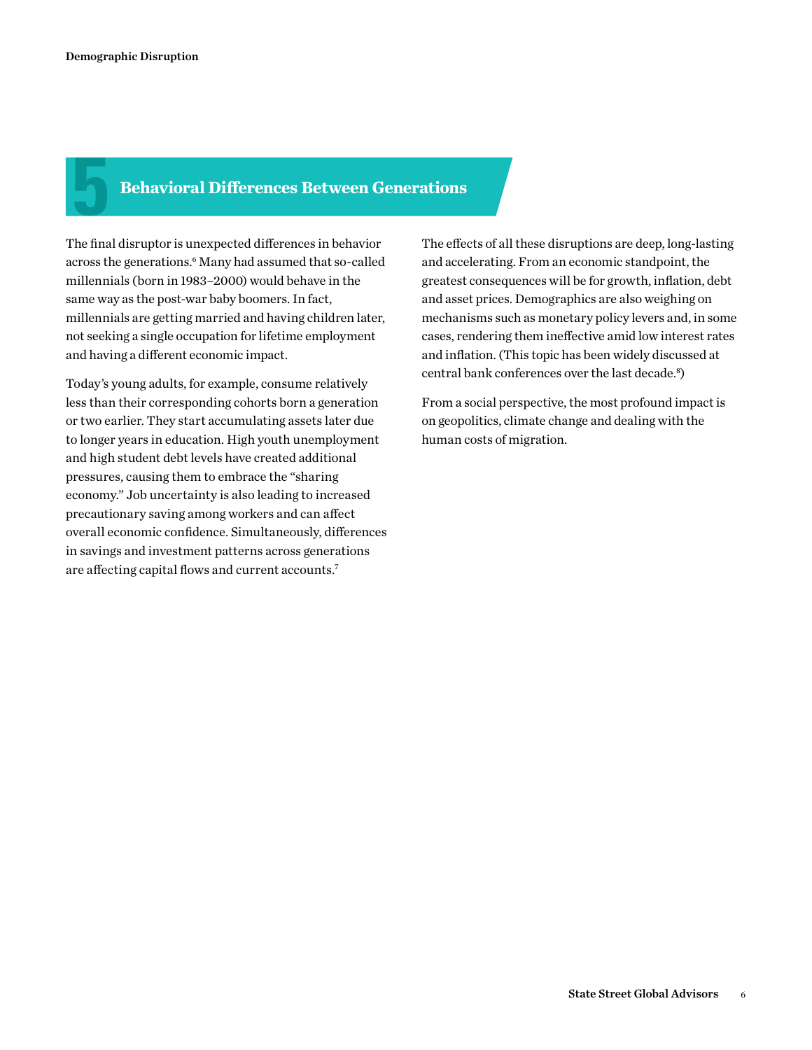## 5 Behavioral Differences Between Generations

The final disruptor is unexpected differences in behavior across the generations.[6] Many had assumed that so-called millennials (born in 1983–2000) would behave in the same way as the post-war baby boomers. In fact, millennials are getting married and having children later, not seeking a single occupation for lifetime employment and having a different economic impact.

Today's young adults, for example, consume relatively less than their corresponding cohorts born a generation or two earlier. They start accumulating assets later due to longer years in education. High youth unemployment and high student debt levels have created additional pressures, causing them to embrace the "sharing economy." Job uncertainty is also leading to increased precautionary saving among workers and can affect overall economic confidence. Simultaneously, differences in savings and investment patterns across generations are affecting capital flows and current accounts.[7]

The effects of all these disruptions are deep, long-lasting and accelerating. From an economic standpoint, the greatest consequences will be for growth, inflation, debt and asset prices. Demographics are also weighing on mechanisms such as monetary policy levers and, in some cases, rendering them ineffective amid low interest rates and inflation. (This topic has been widely discussed at central bank conferences over the last decade.[8])

From a social perspective, the most profound impact is on geopolitics, climate change and dealing with the human costs of migration.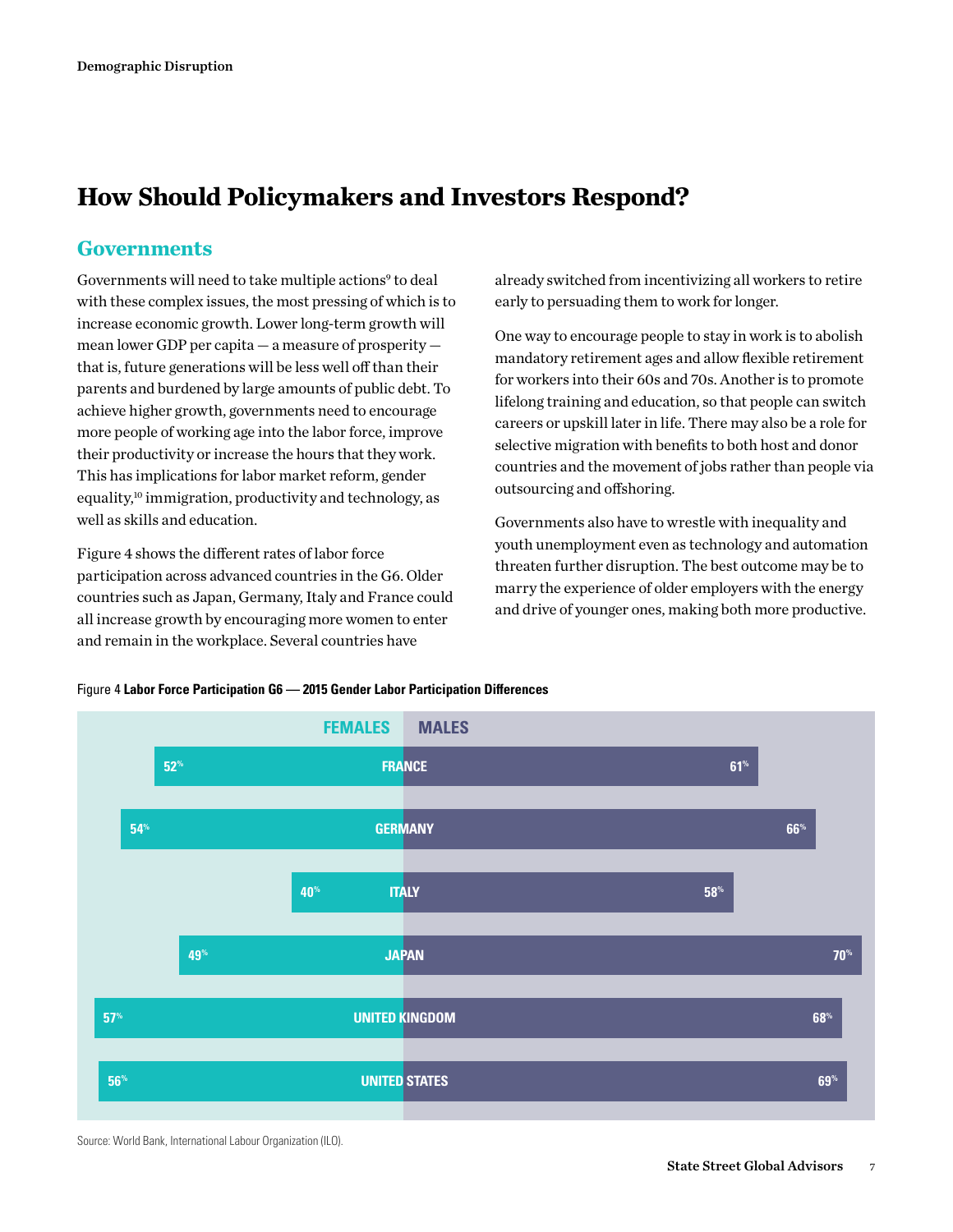# How Should Policymakers and Investors Respond?

## Governments

Governments will need to take multiple actions[9] to deal with these complex issues, the most pressing of which is to increase economic growth. Lower long-term growth will mean lower GDP per capita — a measure of prosperity — that is, future generations will be less well off than their parents and burdened by large amounts of public debt. To achieve higher growth, governments need to encourage more people of working age into the labor force, improve their productivity or increase the hours that they work. This has implications for labor market reform, gender equality,[10] immigration, productivity and technology, as well as skills and education.

Figure 4 shows the different rates of labor force participation across advanced countries in the G6. Older countries such as Japan, Germany, Italy and France could all increase growth by encouraging more women to enter and remain in the workplace. Several countries have already switched from incentivizing all workers to retire early to persuading them to work for longer.

One way to encourage people to stay in work is to abolish mandatory retirement ages and allow flexible retirement for workers into their 60s and 70s. Another is to promote lifelong training and education, so that people can switch careers or upskill later in life. There may also be a role for selective migration with benefits to both host and donor countries and the movement of jobs rather than people via outsourcing and offshoring.

Governments also have to wrestle with inequality and youth unemployment even as technology and automation threaten further disruption. The best outcome may be to marry the experience of older employers with the energy and drive of younger ones, making both more productive.

Figure 4 **Labor Force Participation G6 — 2015 Gender Labor Participation Differences**

| Country | Females | Males |
|---|---|---|
| France | 52% | 61% |
| Germany | 54% | 66% |
| Italy | 40% | 58% |
| Japan | 49% | 70% |
| United Kingdom | 57% | 68% |
| United States | 56% | 69% |

Source: World Bank, International Labour Organization (ILO).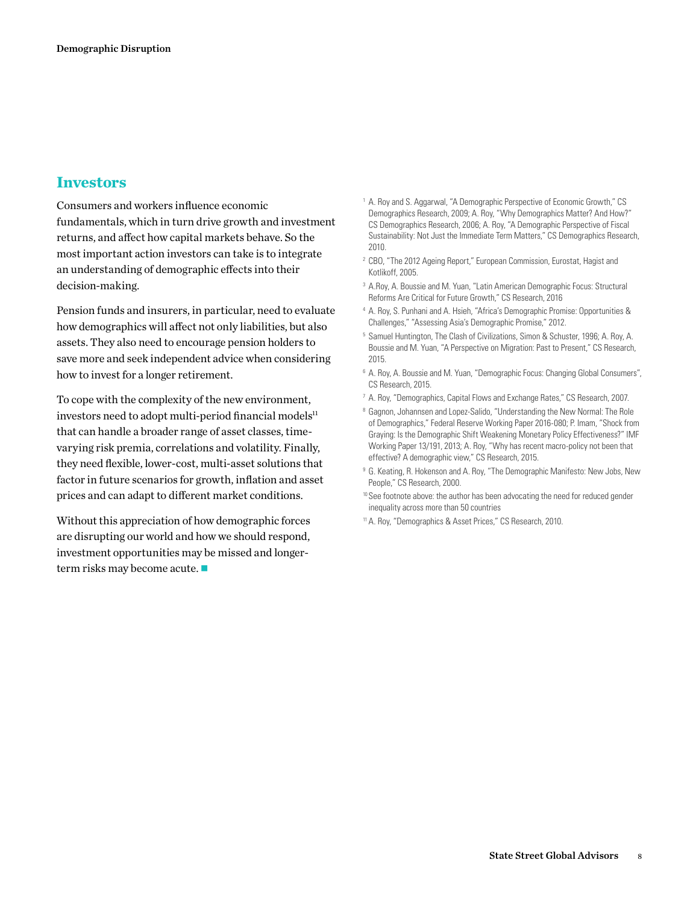## Investors

Consumers and workers influence economic fundamentals, which in turn drive growth and investment returns, and affect how capital markets behave. So the most important action investors can take is to integrate an understanding of demographic effects into their decision-making.

Pension funds and insurers, in particular, need to evaluate how demographics will affect not only liabilities, but also assets. They also need to encourage pension holders to save more and seek independent advice when considering how to invest for a longer retirement.

To cope with the complexity of the new environment, investors need to adopt multi-period financial models[11] that can handle a broader range of asset classes, time-varying risk premia, correlations and volatility. Finally, they need flexible, lower-cost, multi-asset solutions that factor in future scenarios for growth, inflation and asset prices and can adapt to different market conditions.

Without this appreciation of how demographic forces are disrupting our world and how we should respond, investment opportunities may be missed and longer-term risks may become acute. ■

[1] A. Roy and S. Aggarwal, "A Demographic Perspective of Economic Growth," CS Demographics Research, 2009; A. Roy, "Why Demographics Matter? And How?" CS Demographics Research, 2006; A. Roy, "A Demographic Perspective of Fiscal Sustainability: Not Just the Immediate Term Matters," CS Demographics Research, 2010.

[2] CBO, "The 2012 Ageing Report," European Commission, Eurostat, Hagist and Kotlikoff, 2005.

[3] A.Roy, A. Boussie and M. Yuan, "Latin American Demographic Focus: Structural Reforms Are Critical for Future Growth," CS Research, 2016

[4] A. Roy, S. Punhani and A. Hsieh, "Africa's Demographic Promise: Opportunities & Challenges," "Assessing Asia's Demographic Promise," 2012.

[5] Samuel Huntington, The Clash of Civilizations, Simon & Schuster, 1996; A. Roy, A. Boussie and M. Yuan, "A Perspective on Migration: Past to Present," CS Research, 2015.

[6] A. Roy, A. Boussie and M. Yuan, "Demographic Focus: Changing Global Consumers", CS Research, 2015.

[7] A. Roy, "Demographics, Capital Flows and Exchange Rates," CS Research, 2007.

[8] Gagnon, Johannsen and Lopez-Salido, "Understanding the New Normal: The Role of Demographics," Federal Reserve Working Paper 2016-080; P. Imam, "Shock from Graying: Is the Demographic Shift Weakening Monetary Policy Effectiveness?" IMF Working Paper 13/191, 2013; A. Roy, "Why has recent macro-policy not been that effective? A demographic view," CS Research, 2015.

[9] G. Keating, R. Hokenson and A. Roy, "The Demographic Manifesto: New Jobs, New People," CS Research, 2000.

[10] See footnote above: the author has been advocating the need for reduced gender inequality across more than 50 countries

[11] A. Roy, "Demographics & Asset Prices," CS Research, 2010.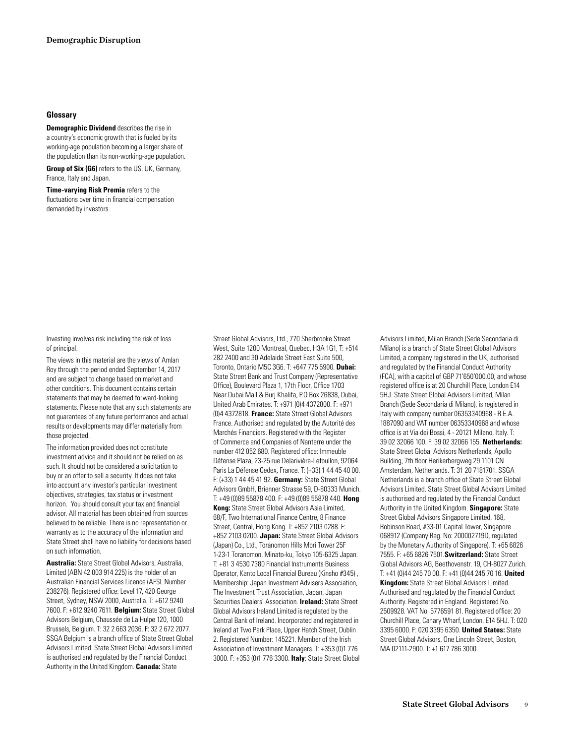## Glossary

**Demographic Dividend** describes the rise in a country's economic growth that is fueled by its working-age population becoming a larger share of the population than its non-working-age population.

**Group of Six (G6)** refers to the US, UK, Germany, France, Italy and Japan.

**Time-varying Risk Premia** refers to the fluctuations over time in financial compensation demanded by investors.

Investing involves risk including the risk of loss of principal.

The views in this material are the views of Amlan Roy through the period ended September 14, 2017 and are subject to change based on market and other conditions. This document contains certain statements that may be deemed forward-looking statements. Please note that any such statements are not guarantees of any future performance and actual results or developments may differ materially from those projected.

The information provided does not constitute investment advice and it should not be relied on as such. It should not be considered a solicitation to buy or an offer to sell a security. It does not take into account any investor's particular investment objectives, strategies, tax status or investment horizon. You should consult your tax and financial advisor. All material has been obtained from sources believed to be reliable. There is no representation or warranty as to the accuracy of the information and State Street shall have no liability for decisions based on such information.

**Australia:** State Street Global Advisors, Australia, Limited (ABN 42 003 914 225) is the holder of an Australian Financial Services Licence (AFSL Number 238276). Registered office: Level 17, 420 George Street, Sydney, NSW 2000, Australia. T: +612 9240 7600. F: +612 9240 7611. **Belgium:** State Street Global Advisors Belgium, Chaussée de La Hulpe 120, 1000 Brussels, Belgium. T: 32 2 663 2036. F: 32 2 672 2077. SSGA Belgium is a branch office of State Street Global Advisors Limited. State Street Global Advisors Limited is authorised and regulated by the Financial Conduct Authority in the United Kingdom. **Canada:** State Street Global Advisors, Ltd., 770 Sherbrooke Street West, Suite 1200 Montreal, Quebec, H3A 1G1, T: +514 282 2400 and 30 Adelaide Street East Suite 500, Toronto, Ontario M5C 3G6. T: +647 775 5900. **Dubai:** State Street Bank and Trust Company (Representative Office), Boulevard Plaza 1, 17th Floor, Office 1703 Near Dubai Mall & Burj Khalifa, P.O Box 26838, Dubai, United Arab Emirates. T: +971 (0)4 4372800. F: +971 (0)4 4372818. **France:** State Street Global Advisors France. Authorised and regulated by the Autorité des Marchés Financiers. Registered with the Register of Commerce and Companies of Nanterre under the number 412 052 680. Registered office: Immeuble Défense Plaza, 23-25 rue Delarivière-Lefoullon, 92064 Paris La Défense Cedex, France. T: (+33) 1 44 45 40 00. F: (+33) 1 44 45 41 92. **Germany:** State Street Global Advisors GmbH, Brienner Strasse 59, D-80333 Munich. T: +49 (0)89 55878 400. F: +49 (0)89 55878 440. **Hong Kong:** State Street Global Advisors Asia Limited, 68/F, Two International Finance Centre, 8 Finance Street, Central, Hong Kong. T: +852 2103 0288. F: +852 2103 0200. **Japan:** State Street Global Advisors (Japan) Co., Ltd., Toranomon Hills Mori Tower 25F 1-23-1 Toranomon, Minato-ku, Tokyo 105-6325 Japan. T: +81 3 4530 7380 Financial Instruments Business Operator, Kanto Local Financial Bureau (Kinsho #345) , Membership: Japan Investment Advisers Association, The Investment Trust Association, Japan, Japan Securities Dealers' Association. **Ireland:** State Street Global Advisors Ireland Limited is regulated by the Central Bank of Ireland. Incorporated and registered in Ireland at Two Park Place, Upper Hatch Street, Dublin 2. Registered Number: 145221. Member of the Irish Association of Investment Managers. T: +353 (0)1 776 3000. F: +353 (0)1 776 3300. **Italy**: State Street Global Advisors Limited, Milan Branch (Sede Secondaria di Milano) is a branch of State Street Global Advisors Limited, a company registered in the UK, authorised and regulated by the Financial Conduct Authority (FCA), with a capital of GBP 71'650'000.00, and whose registered office is at 20 Churchill Place, London E14 5HJ. State Street Global Advisors Limited, Milan Branch (Sede Secondaria di Milano), is registered in Italy with company number 06353340968 - R.E.A. 1887090 and VAT number 06353340968 and whose office is at Via dei Bossi, 4 - 20121 Milano, Italy. T: 39 02 32066 100. F: 39 02 32066 155. **Netherlands:** State Street Global Advisors Netherlands, Apollo Building, 7th floor Herikerbergweg 29 1101 CN Amsterdam, Netherlands. T: 31 20 7181701. SSGA Netherlands is a branch office of State Street Global Advisors Limited. State Street Global Advisors Limited is authorised and regulated by the Financial Conduct Authority in the United Kingdom. **Singapore:** State Street Global Advisors Singapore Limited, 168, Robinson Road, #33-01 Capital Tower, Singapore 068912 (Company Reg. No: 200002719D, regulated by the Monetary Authority of Singapore). T: +65 6826 7555. F: +65 6826 7501.**Switzerland:** State Street Global Advisors AG, Beethovenstr. 19, CH-8027 Zurich. T: +41 (0)44 245 70 00. F: +41 (0)44 245 70 16. **United Kingdom:** State Street Global Advisors Limited. Authorised and regulated by the Financial Conduct Authority. Registered in England. Registered No. 2509928. VAT No. 5776591 81. Registered office: 20 Churchill Place, Canary Wharf, London, E14 5HJ. T: 020 3395 6000. F: 020 3395 6350. **United States:** State Street Global Advisors, One Lincoln Street, Boston, MA 02111-2900. T: +1 617 786 3000.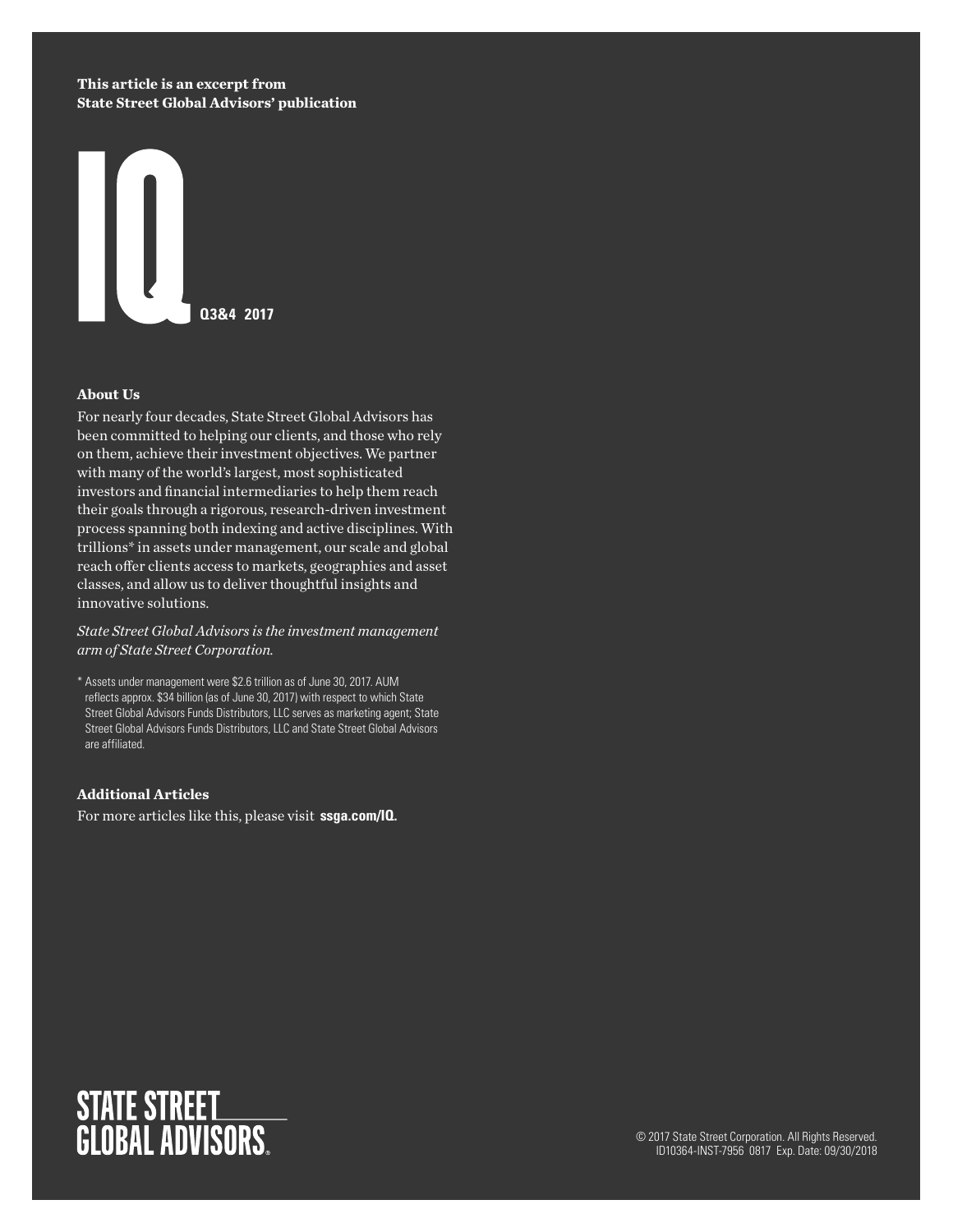**This article is an excerpt from State Street Global Advisors' publication**

# IQ

**Q3&4 2017**

### About Us

For nearly four decades, State Street Global Advisors has been committed to helping our clients, and those who rely on them, achieve their investment objectives. We partner with many of the world's largest, most sophisticated investors and financial intermediaries to help them reach their goals through a rigorous, research-driven investment process spanning both indexing and active disciplines. With trillions* in assets under management, our scale and global reach offer clients access to markets, geographies and asset classes, and allow us to deliver thoughtful insights and innovative solutions.

*State Street Global Advisors is the investment management arm of State Street Corporation.*

\* Assets under management were $2.6 trillion as of June 30, 2017. AUM reflects approx. $34 billion (as of June 30, 2017) with respect to which State Street Global Advisors Funds Distributors, LLC serves as marketing agent; State Street Global Advisors Funds Distributors, LLC and State Street Global Advisors are affiliated.

### Additional Articles

For more articles like this, please visit **ssga.com/IQ.**

STATE STREET GLOBAL ADVISORS.

© 2017 State Street Corporation. All Rights Reserved.
ID10364-INST-7956 0817 Exp. Date: 09/30/2018